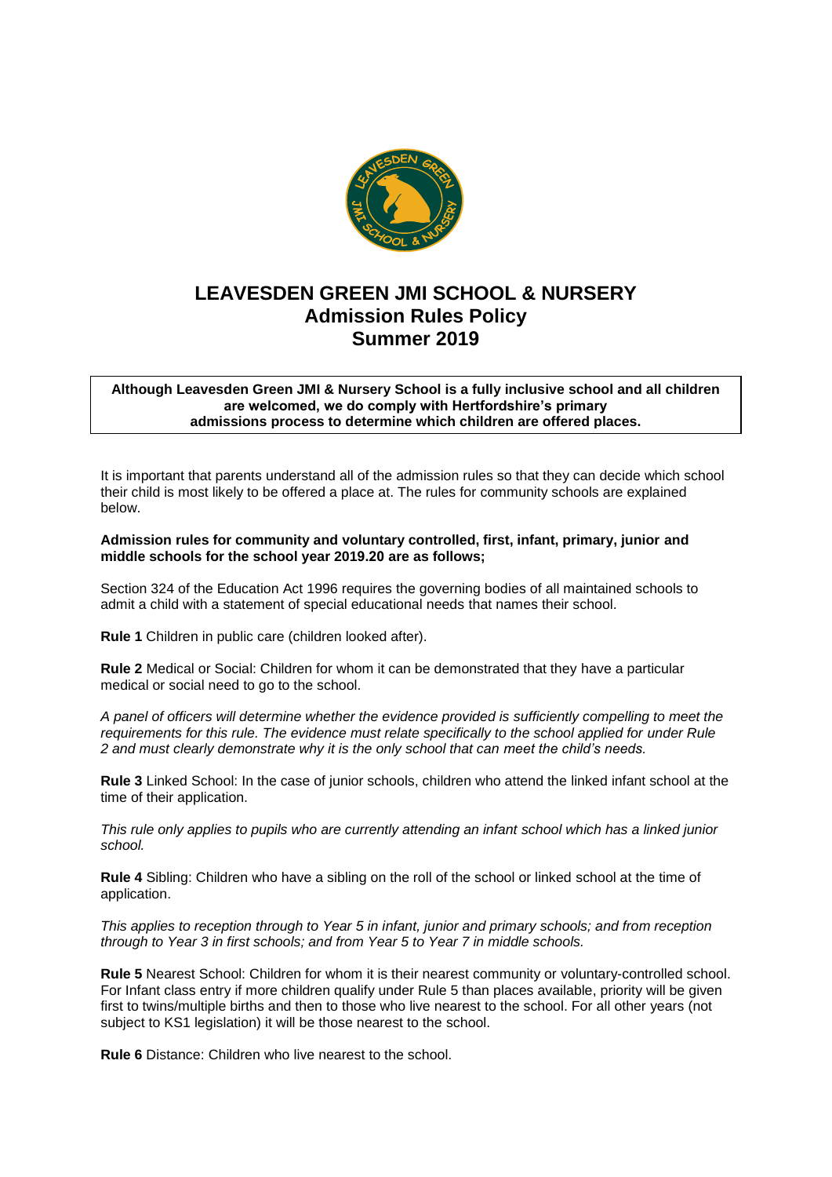# LEAVESDEN GREEN JMI SCHOOL & NURSERY
## Admission Rules Policy
## Summer 2019

**Although Leavesden Green JMI & Nursery School is a fully inclusive school and all children are welcomed, we do comply with Hertfordshire's primary admissions process to determine which children are offered places.**

It is important that parents understand all of the admission rules so that they can decide which school their child is most likely to be offered a place at. The rules for community schools are explained below.

**Admission rules for community and voluntary controlled, first, infant, primary, junior and middle schools for the school year 2019.20 are as follows;**

Section 324 of the Education Act 1996 requires the governing bodies of all maintained schools to admit a child with a statement of special educational needs that names their school.

**Rule 1** Children in public care (children looked after).

**Rule 2** Medical or Social: Children for whom it can be demonstrated that they have a particular medical or social need to go to the school.

*A panel of officers will determine whether the evidence provided is sufficiently compelling to meet the requirements for this rule. The evidence must relate specifically to the school applied for under Rule 2 and must clearly demonstrate why it is the only school that can meet the child's needs.*

**Rule 3** Linked School: In the case of junior schools, children who attend the linked infant school at the time of their application.

*This rule only applies to pupils who are currently attending an infant school which has a linked junior school.*

**Rule 4** Sibling: Children who have a sibling on the roll of the school or linked school at the time of application.

*This applies to reception through to Year 5 in infant, junior and primary schools; and from reception through to Year 3 in first schools; and from Year 5 to Year 7 in middle schools.*

**Rule 5** Nearest School: Children for whom it is their nearest community or voluntary-controlled school. For Infant class entry if more children qualify under Rule 5 than places available, priority will be given first to twins/multiple births and then to those who live nearest to the school. For all other years (not subject to KS1 legislation) it will be those nearest to the school.

**Rule 6** Distance: Children who live nearest to the school.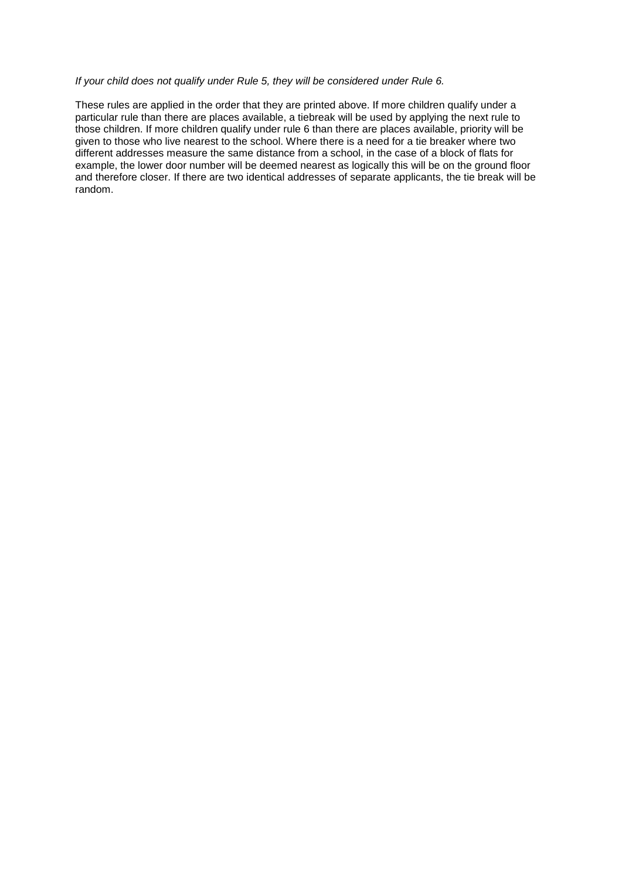*If your child does not qualify under Rule 5, they will be considered under Rule 6.*

These rules are applied in the order that they are printed above. If more children qualify under a particular rule than there are places available, a tiebreak will be used by applying the next rule to those children. If more children qualify under rule 6 than there are places available, priority will be given to those who live nearest to the school. Where there is a need for a tie breaker where two different addresses measure the same distance from a school, in the case of a block of flats for example, the lower door number will be deemed nearest as logically this will be on the ground floor and therefore closer. If there are two identical addresses of separate applicants, the tie break will be random.